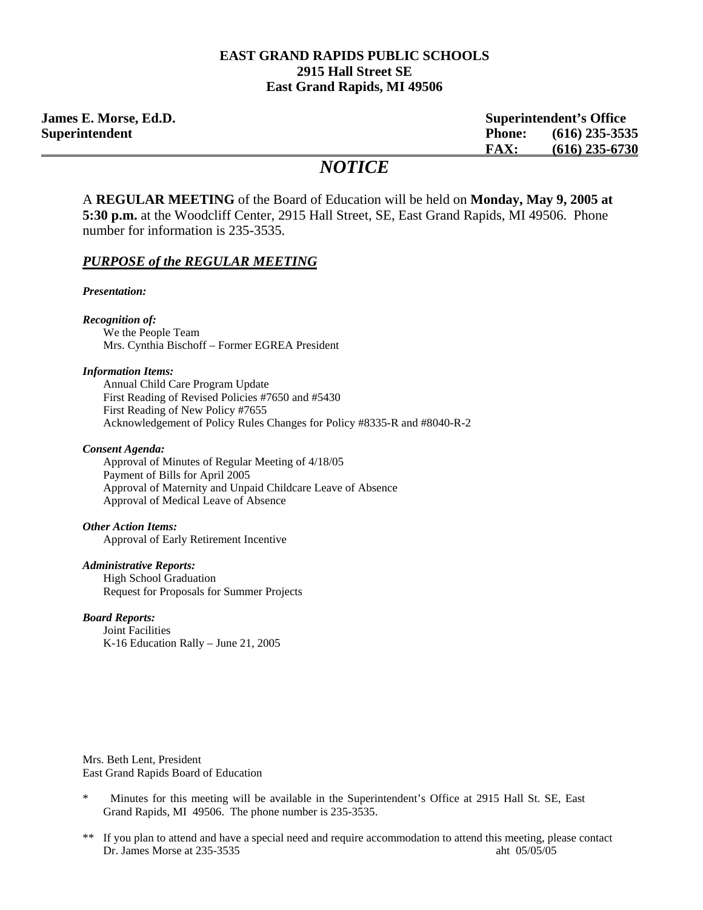**EAST GRAND RAPIDS PUBLIC SCHOOLS**
**2915 Hall Street SE**
**East Grand Rapids, MI 49506**

**James E. Morse, Ed.D.**
**Superintendent**

**Superintendent's Office**
**Phone: (616) 235-3535**
**FAX: (616) 235-6730**

# *NOTICE*

A **REGULAR MEETING** of the Board of Education will be held on **Monday, May 9, 2005 at 5:30 p.m.** at the Woodcliff Center, 2915 Hall Street, SE, East Grand Rapids, MI 49506. Phone number for information is 235-3535.

## ***PURPOSE of the REGULAR MEETING***

***Presentation:***

***Recognition of:***
We the People Team
Mrs. Cynthia Bischoff – Former EGREA President

***Information Items:***
Annual Child Care Program Update
First Reading of Revised Policies #7650 and #5430
First Reading of New Policy #7655
Acknowledgement of Policy Rules Changes for Policy #8335-R and #8040-R-2

***Consent Agenda:***
Approval of Minutes of Regular Meeting of 4/18/05
Payment of Bills for April 2005
Approval of Maternity and Unpaid Childcare Leave of Absence
Approval of Medical Leave of Absence

***Other Action Items:***
Approval of Early Retirement Incentive

***Administrative Reports:***
High School Graduation
Request for Proposals for Summer Projects

***Board Reports:***
Joint Facilities
K-16 Education Rally – June 21, 2005

Mrs. Beth Lent, President
East Grand Rapids Board of Education

\* Minutes for this meeting will be available in the Superintendent's Office at 2915 Hall St. SE, East Grand Rapids, MI 49506. The phone number is 235-3535.

\*\* If you plan to attend and have a special need and require accommodation to attend this meeting, please contact Dr. James Morse at 235-3535

aht 05/05/05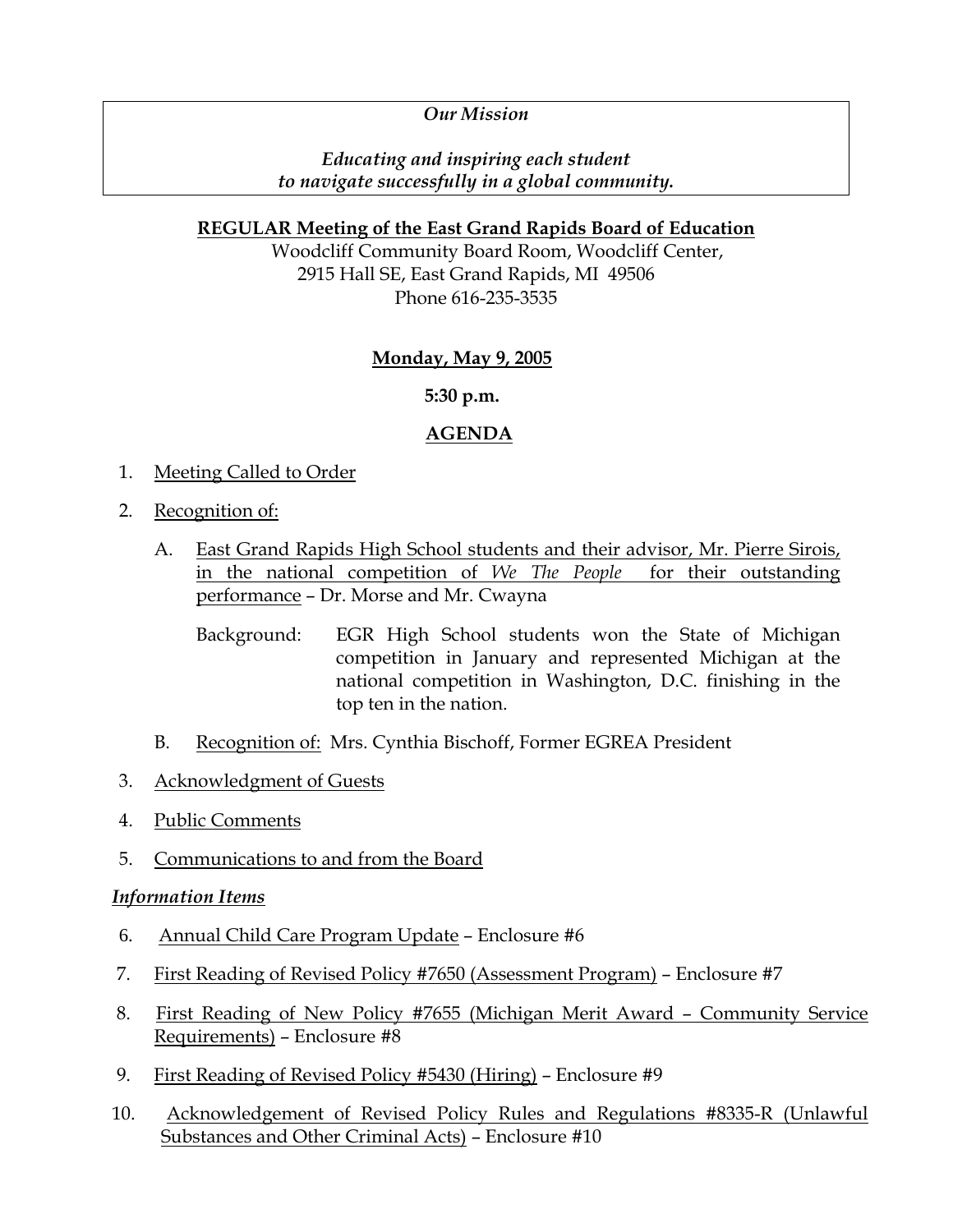*Our Mission*

*Educating and inspiring each student to navigate successfully in a global community.*

**REGULAR Meeting of the East Grand Rapids Board of Education**

Woodcliff Community Board Room, Woodcliff Center,
2915 Hall SE, East Grand Rapids, MI 49506
Phone 616-235-3535

**Monday, May 9, 2005**

**5:30 p.m.**

**AGENDA**

1. Meeting Called to Order
2. Recognition of:
   - A. East Grand Rapids High School students and their advisor, Mr. Pierre Sirois, in the national competition of *We The People* for their outstanding performance – Dr. Morse and Mr. Cwayna

     Background: EGR High School students won the State of Michigan competition in January and represented Michigan at the national competition in Washington, D.C. finishing in the top ten in the nation.
   - B. Recognition of: Mrs. Cynthia Bischoff, Former EGREA President
3. Acknowledgment of Guests
4. Public Comments
5. Communications to and from the Board

***Information Items***

6. Annual Child Care Program Update – Enclosure #6
7. First Reading of Revised Policy #7650 (Assessment Program) – Enclosure #7
8. First Reading of New Policy #7655 (Michigan Merit Award – Community Service Requirements) – Enclosure #8
9. First Reading of Revised Policy #5430 (Hiring) – Enclosure #9
10. Acknowledgement of Revised Policy Rules and Regulations #8335-R (Unlawful Substances and Other Criminal Acts) – Enclosure #10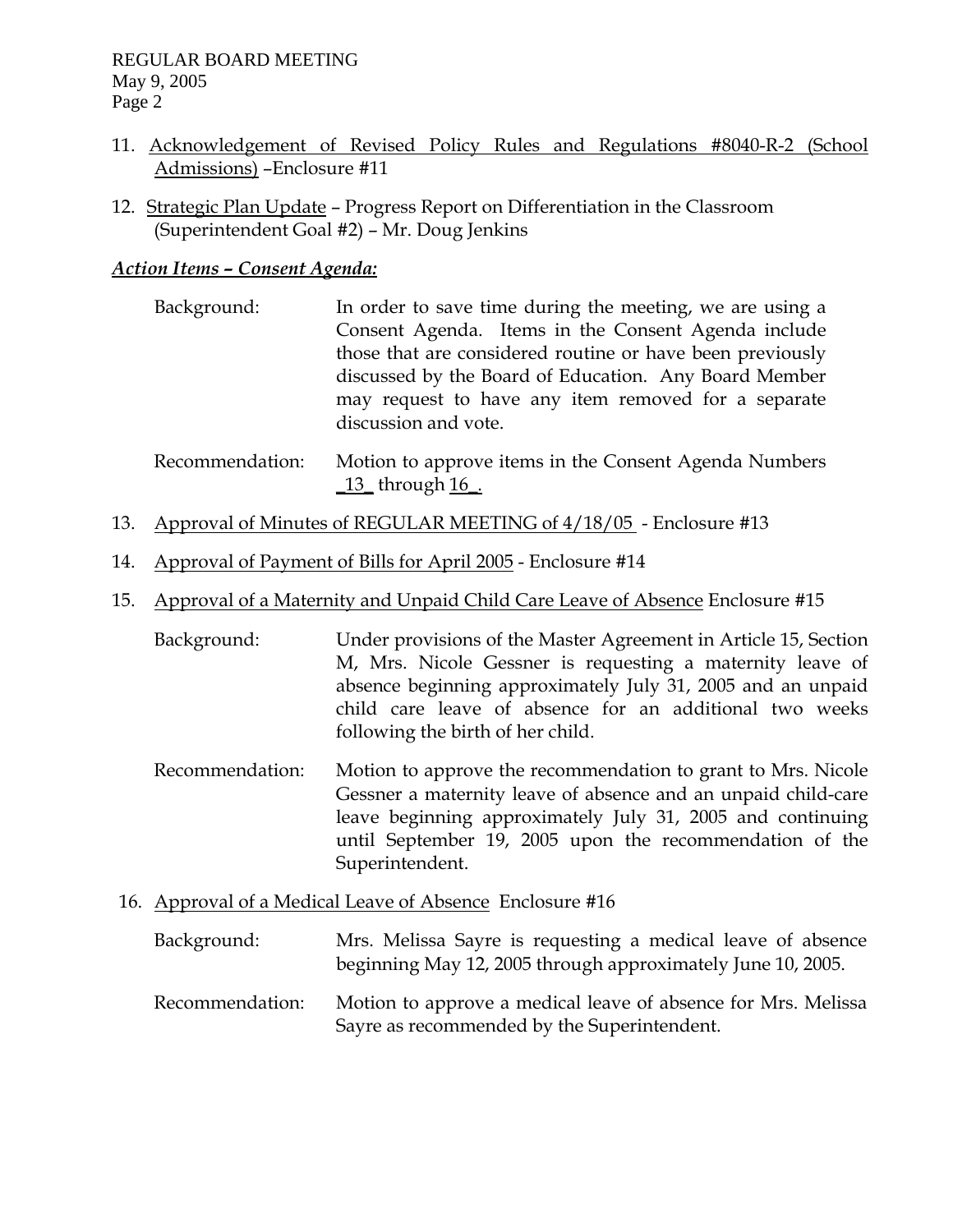11. Acknowledgement of Revised Policy Rules and Regulations #8040-R-2 (School Admissions) –Enclosure #11

12. Strategic Plan Update – Progress Report on Differentiation in the Classroom (Superintendent Goal #2) – Mr. Doug Jenkins

***Action Items – Consent Agenda:***

Background: In order to save time during the meeting, we are using a Consent Agenda. Items in the Consent Agenda include those that are considered routine or have been previously discussed by the Board of Education. Any Board Member may request to have any item removed for a separate discussion and vote.

Recommendation: Motion to approve items in the Consent Agenda Numbers _13_ through 16_.

13. Approval of Minutes of REGULAR MEETING of 4/18/05 - Enclosure #13

14. Approval of Payment of Bills for April 2005 - Enclosure #14

15. Approval of a Maternity and Unpaid Child Care Leave of Absence Enclosure #15

    Background: Under provisions of the Master Agreement in Article 15, Section M, Mrs. Nicole Gessner is requesting a maternity leave of absence beginning approximately July 31, 2005 and an unpaid child care leave of absence for an additional two weeks following the birth of her child.

    Recommendation: Motion to approve the recommendation to grant to Mrs. Nicole Gessner a maternity leave of absence and an unpaid child-care leave beginning approximately July 31, 2005 and continuing until September 19, 2005 upon the recommendation of the Superintendent.

16. Approval of a Medical Leave of Absence Enclosure #16

    Background: Mrs. Melissa Sayre is requesting a medical leave of absence beginning May 12, 2005 through approximately June 10, 2005.

    Recommendation: Motion to approve a medical leave of absence for Mrs. Melissa Sayre as recommended by the Superintendent.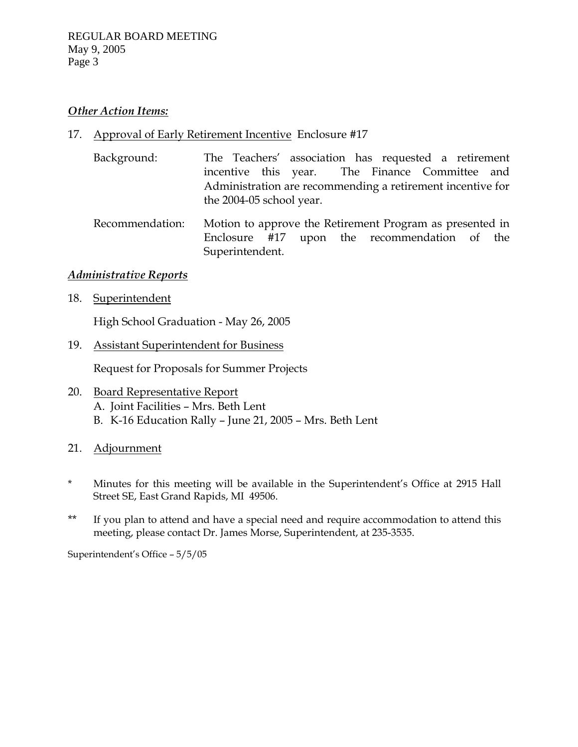***Other Action Items:***

17. Approval of Early Retirement Incentive  Enclosure #17

    Background: The Teachers' association has requested a retirement incentive this year. The Finance Committee and Administration are recommending a retirement incentive for the 2004-05 school year.

    Recommendation: Motion to approve the Retirement Program as presented in Enclosure #17 upon the recommendation of the Superintendent.

***Administrative Reports***

18. Superintendent

    High School Graduation - May 26, 2005

19. Assistant Superintendent for Business

    Request for Proposals for Summer Projects

20. Board Representative Report
    A. Joint Facilities – Mrs. Beth Lent
    B. K-16 Education Rally – June 21, 2005 – Mrs. Beth Lent

21. Adjournment

\* Minutes for this meeting will be available in the Superintendent's Office at 2915 Hall Street SE, East Grand Rapids, MI 49506.

\*\* If you plan to attend and have a special need and require accommodation to attend this meeting, please contact Dr. James Morse, Superintendent, at 235-3535.

Superintendent's Office – 5/5/05